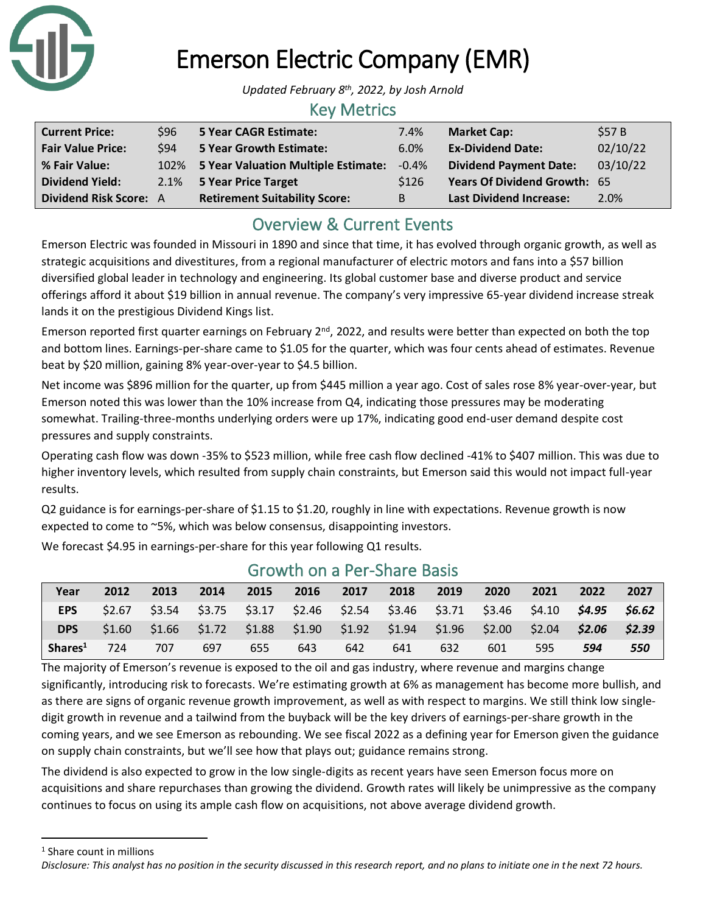# Emerson Electric Company (EMR)

*Updated February 8th, 2022, by Josh Arnold*

## Key Metrics

| | | | | | |
|---|---|---|---|---|---|
| **Current Price:** | $96 | **5 Year CAGR Estimate:** | 7.4% | **Market Cap:** | $57 B |
| **Fair Value Price:** | $94 | **5 Year Growth Estimate:** | 6.0% | **Ex-Dividend Date:** | 02/10/22 |
| **% Fair Value:** | 102% | **5 Year Valuation Multiple Estimate:** | -0.4% | **Dividend Payment Date:** | 03/10/22 |
| **Dividend Yield:** | 2.1% | **5 Year Price Target** | $126 | **Years Of Dividend Growth:** | 65 |
| **Dividend Risk Score:** | A | **Retirement Suitability Score:** | B | **Last Dividend Increase:** | 2.0% |

## Overview & Current Events

Emerson Electric was founded in Missouri in 1890 and since that time, it has evolved through organic growth, as well as strategic acquisitions and divestitures, from a regional manufacturer of electric motors and fans into a $57 billion diversified global leader in technology and engineering. Its global customer base and diverse product and service offerings afford it about $19 billion in annual revenue. The company's very impressive 65-year dividend increase streak lands it on the prestigious Dividend Kings list.

Emerson reported first quarter earnings on February 2nd, 2022, and results were better than expected on both the top and bottom lines. Earnings-per-share came to $1.05 for the quarter, which was four cents ahead of estimates. Revenue beat by $20 million, gaining 8% year-over-year to $4.5 billion.

Net income was $896 million for the quarter, up from $445 million a year ago. Cost of sales rose 8% year-over-year, but Emerson noted this was lower than the 10% increase from Q4, indicating those pressures may be moderating somewhat. Trailing-three-months underlying orders were up 17%, indicating good end-user demand despite cost pressures and supply constraints.

Operating cash flow was down -35% to $523 million, while free cash flow declined -41% to $407 million. This was due to higher inventory levels, which resulted from supply chain constraints, but Emerson said this would not impact full-year results.

Q2 guidance is for earnings-per-share of $1.15 to $1.20, roughly in line with expectations. Revenue growth is now expected to come to ~5%, which was below consensus, disappointing investors.

We forecast $4.95 in earnings-per-share for this year following Q1 results.

## Growth on a Per-Share Basis

| Year | 2012 | 2013 | 2014 | 2015 | 2016 | 2017 | 2018 | 2019 | 2020 | 2021 | 2022 | 2027 |
|---|---|---|---|---|---|---|---|---|---|---|---|---|
| **EPS** | $2.67 | $3.54 | $3.75 | $3.17 | $2.46 | $2.54 | $3.46 | $3.71 | $3.46 | $4.10 | ***$4.95*** | ***$6.62*** |
| **DPS** | $1.60 | $1.66 | $1.72 | $1.88 | $1.90 | $1.92 | $1.94 | $1.96 | $2.00 | $2.04 | ***$2.06*** | ***$2.39*** |
| **Shares[1]** | 724 | 707 | 697 | 655 | 643 | 642 | 641 | 632 | 601 | 595 | ***594*** | ***550*** |

The majority of Emerson's revenue is exposed to the oil and gas industry, where revenue and margins change significantly, introducing risk to forecasts. We're estimating growth at 6% as management has become more bullish, and as there are signs of organic revenue growth improvement, as well as with respect to margins. We still think low single-digit growth in revenue and a tailwind from the buyback will be the key drivers of earnings-per-share growth in the coming years, and we see Emerson as rebounding. We see fiscal 2022 as a defining year for Emerson given the guidance on supply chain constraints, but we'll see how that plays out; guidance remains strong.

The dividend is also expected to grow in the low single-digits as recent years have seen Emerson focus more on acquisitions and share repurchases than growing the dividend. Growth rates will likely be unimpressive as the company continues to focus on using its ample cash flow on acquisitions, not above average dividend growth.

---

[1] Share count in millions

*Disclosure: This analyst has no position in the security discussed in this research report, and no plans to initiate one in the next 72 hours.*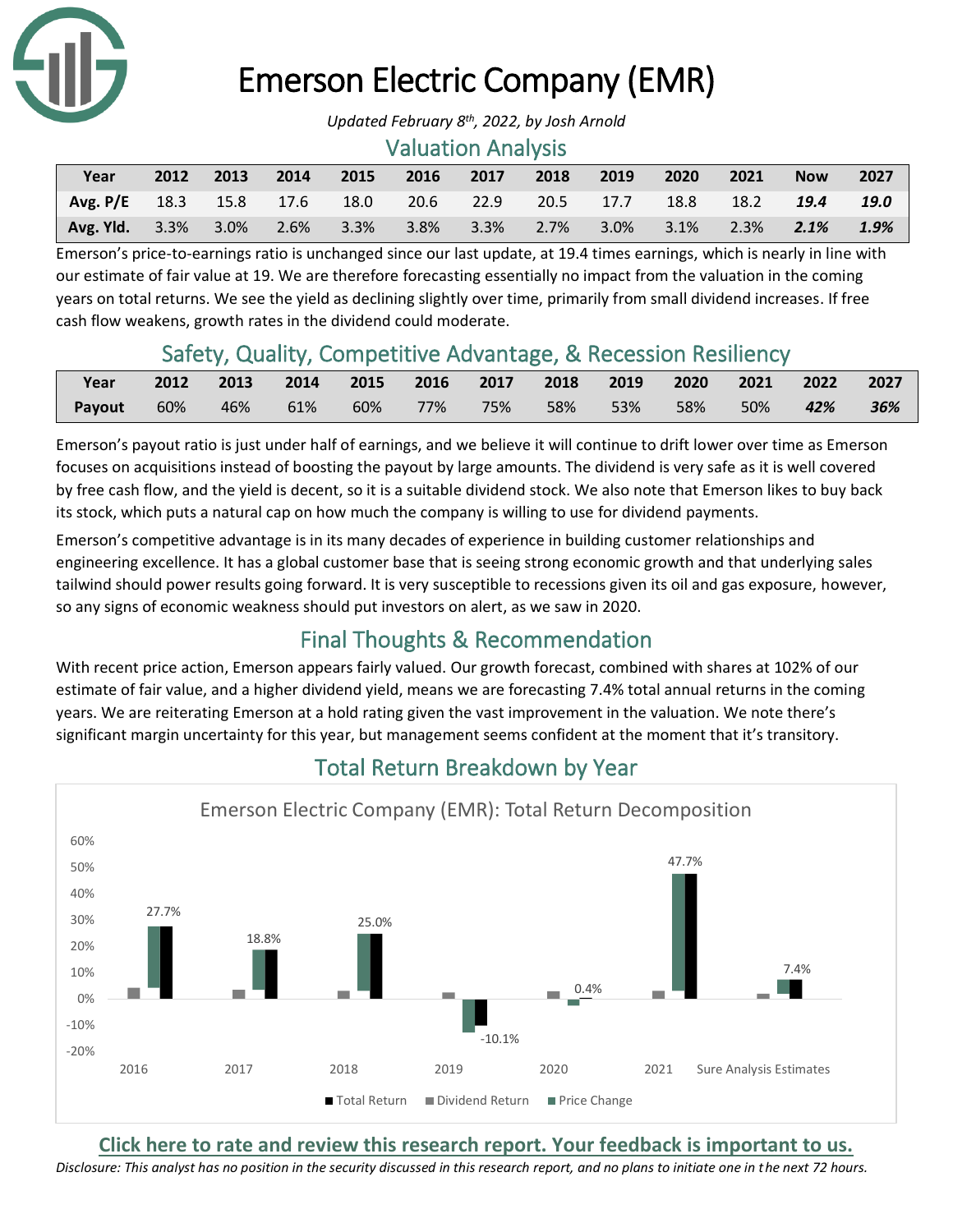# Emerson Electric Company (EMR)

*Updated February 8th, 2022, by Josh Arnold*

## Valuation Analysis

| Year | 2012 | 2013 | 2014 | 2015 | 2016 | 2017 | 2018 | 2019 | 2020 | 2021 | Now | 2027 |
|---|---|---|---|---|---|---|---|---|---|---|---|---|
| **Avg. P/E** | 18.3 | 15.8 | 17.6 | 18.0 | 20.6 | 22.9 | 20.5 | 17.7 | 18.8 | 18.2 | ***19.4*** | ***19.0*** |
| **Avg. Yld.** | 3.3% | 3.0% | 2.6% | 3.3% | 3.8% | 3.3% | 2.7% | 3.0% | 3.1% | 2.3% | ***2.1%*** | ***1.9%*** |

Emerson's price-to-earnings ratio is unchanged since our last update, at 19.4 times earnings, which is nearly in line with our estimate of fair value at 19. We are therefore forecasting essentially no impact from the valuation in the coming years on total returns. We see the yield as declining slightly over time, primarily from small dividend increases. If free cash flow weakens, growth rates in the dividend could moderate.

## Safety, Quality, Competitive Advantage, & Recession Resiliency

| Year | 2012 | 2013 | 2014 | 2015 | 2016 | 2017 | 2018 | 2019 | 2020 | 2021 | 2022 | 2027 |
|---|---|---|---|---|---|---|---|---|---|---|---|---|
| **Payout** | 60% | 46% | 61% | 60% | 77% | 75% | 58% | 53% | 58% | 50% | ***42%*** | ***36%*** |

Emerson's payout ratio is just under half of earnings, and we believe it will continue to drift lower over time as Emerson focuses on acquisitions instead of boosting the payout by large amounts. The dividend is very safe as it is well covered by free cash flow, and the yield is decent, so it is a suitable dividend stock. We also note that Emerson likes to buy back its stock, which puts a natural cap on how much the company is willing to use for dividend payments.

Emerson's competitive advantage is in its many decades of experience in building customer relationships and engineering excellence. It has a global customer base that is seeing strong economic growth and that underlying sales tailwind should power results going forward. It is very susceptible to recessions given its oil and gas exposure, however, so any signs of economic weakness should put investors on alert, as we saw in 2020.

## Final Thoughts & Recommendation

With recent price action, Emerson appears fairly valued. Our growth forecast, combined with shares at 102% of our estimate of fair value, and a higher dividend yield, means we are forecasting 7.4% total annual returns in the coming years. We are reiterating Emerson at a hold rating given the vast improvement in the valuation. We note there's significant margin uncertainty for this year, but management seems confident at the moment that it's transitory.

## Total Return Breakdown by Year

Emerson Electric Company (EMR): Total Return Decomposition

| Year | Total Return |
|---|---|
| 2016 | 27.7% |
| 2017 | 18.8% |
| 2018 | 25.0% |
| 2019 | -10.1% |
| 2020 | 0.4% |
| 2021 | 47.7% |
| Sure Analysis Estimates | 7.4% |

Total Return | Dividend Return | Price Change

**Click here to rate and review this research report. Your feedback is important to us.**

*Disclosure: This analyst has no position in the security discussed in this research report, and no plans to initiate one in the next 72 hours.*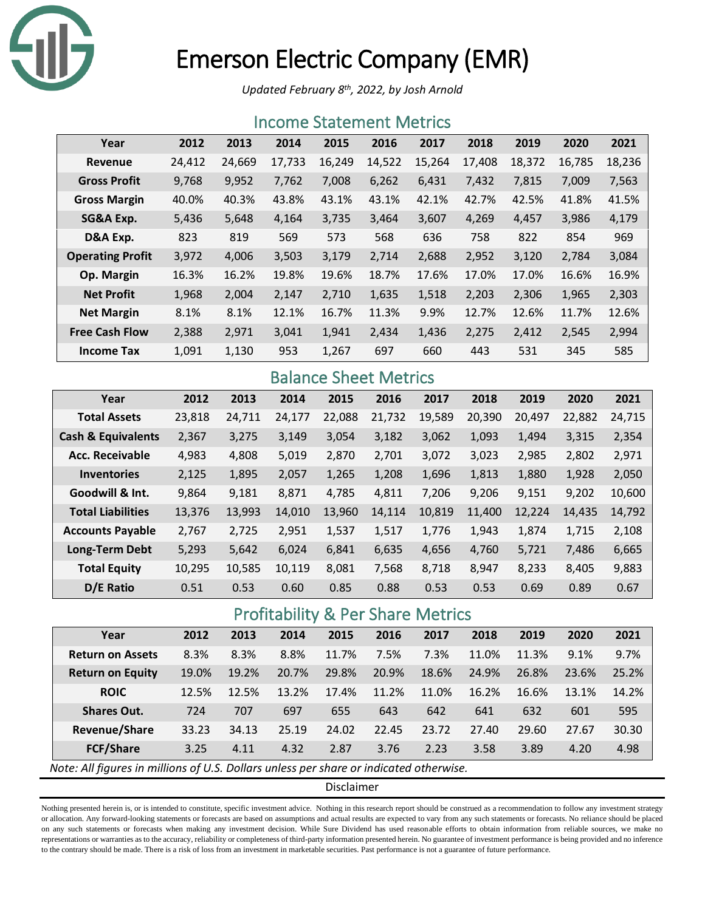# Emerson Electric Company (EMR)

*Updated February 8th, 2022, by Josh Arnold*

## Income Statement Metrics

| Year | 2012 | 2013 | 2014 | 2015 | 2016 | 2017 | 2018 | 2019 | 2020 | 2021 |
|---|---|---|---|---|---|---|---|---|---|---|
| **Revenue** | 24,412 | 24,669 | 17,733 | 16,249 | 14,522 | 15,264 | 17,408 | 18,372 | 16,785 | 18,236 |
| **Gross Profit** | 9,768 | 9,952 | 7,762 | 7,008 | 6,262 | 6,431 | 7,432 | 7,815 | 7,009 | 7,563 |
| **Gross Margin** | 40.0% | 40.3% | 43.8% | 43.1% | 43.1% | 42.1% | 42.7% | 42.5% | 41.8% | 41.5% |
| **SG&A Exp.** | 5,436 | 5,648 | 4,164 | 3,735 | 3,464 | 3,607 | 4,269 | 4,457 | 3,986 | 4,179 |
| **D&A Exp.** | 823 | 819 | 569 | 573 | 568 | 636 | 758 | 822 | 854 | 969 |
| **Operating Profit** | 3,972 | 4,006 | 3,503 | 3,179 | 2,714 | 2,688 | 2,952 | 3,120 | 2,784 | 3,084 |
| **Op. Margin** | 16.3% | 16.2% | 19.8% | 19.6% | 18.7% | 17.6% | 17.0% | 17.0% | 16.6% | 16.9% |
| **Net Profit** | 1,968 | 2,004 | 2,147 | 2,710 | 1,635 | 1,518 | 2,203 | 2,306 | 1,965 | 2,303 |
| **Net Margin** | 8.1% | 8.1% | 12.1% | 16.7% | 11.3% | 9.9% | 12.7% | 12.6% | 11.7% | 12.6% |
| **Free Cash Flow** | 2,388 | 2,971 | 3,041 | 1,941 | 2,434 | 1,436 | 2,275 | 2,412 | 2,545 | 2,994 |
| **Income Tax** | 1,091 | 1,130 | 953 | 1,267 | 697 | 660 | 443 | 531 | 345 | 585 |

## Balance Sheet Metrics

| Year | 2012 | 2013 | 2014 | 2015 | 2016 | 2017 | 2018 | 2019 | 2020 | 2021 |
|---|---|---|---|---|---|---|---|---|---|---|
| **Total Assets** | 23,818 | 24,711 | 24,177 | 22,088 | 21,732 | 19,589 | 20,390 | 20,497 | 22,882 | 24,715 |
| **Cash & Equivalents** | 2,367 | 3,275 | 3,149 | 3,054 | 3,182 | 3,062 | 1,093 | 1,494 | 3,315 | 2,354 |
| **Acc. Receivable** | 4,983 | 4,808 | 5,019 | 2,870 | 2,701 | 3,072 | 3,023 | 2,985 | 2,802 | 2,971 |
| **Inventories** | 2,125 | 1,895 | 2,057 | 1,265 | 1,208 | 1,696 | 1,813 | 1,880 | 1,928 | 2,050 |
| **Goodwill & Int.** | 9,864 | 9,181 | 8,871 | 4,785 | 4,811 | 7,206 | 9,206 | 9,151 | 9,202 | 10,600 |
| **Total Liabilities** | 13,376 | 13,993 | 14,010 | 13,960 | 14,114 | 10,819 | 11,400 | 12,224 | 14,435 | 14,792 |
| **Accounts Payable** | 2,767 | 2,725 | 2,951 | 1,537 | 1,517 | 1,776 | 1,943 | 1,874 | 1,715 | 2,108 |
| **Long-Term Debt** | 5,293 | 5,642 | 6,024 | 6,841 | 6,635 | 4,656 | 4,760 | 5,721 | 7,486 | 6,665 |
| **Total Equity** | 10,295 | 10,585 | 10,119 | 8,081 | 7,568 | 8,718 | 8,947 | 8,233 | 8,405 | 9,883 |
| **D/E Ratio** | 0.51 | 0.53 | 0.60 | 0.85 | 0.88 | 0.53 | 0.53 | 0.69 | 0.89 | 0.67 |

## Profitability & Per Share Metrics

| Year | 2012 | 2013 | 2014 | 2015 | 2016 | 2017 | 2018 | 2019 | 2020 | 2021 |
|---|---|---|---|---|---|---|---|---|---|---|
| **Return on Assets** | 8.3% | 8.3% | 8.8% | 11.7% | 7.5% | 7.3% | 11.0% | 11.3% | 9.1% | 9.7% |
| **Return on Equity** | 19.0% | 19.2% | 20.7% | 29.8% | 20.9% | 18.6% | 24.9% | 26.8% | 23.6% | 25.2% |
| **ROIC** | 12.5% | 12.5% | 13.2% | 17.4% | 11.2% | 11.0% | 16.2% | 16.6% | 13.1% | 14.2% |
| **Shares Out.** | 724 | 707 | 697 | 655 | 643 | 642 | 641 | 632 | 601 | 595 |
| **Revenue/Share** | 33.23 | 34.13 | 25.19 | 24.02 | 22.45 | 23.72 | 27.40 | 29.60 | 27.67 | 30.30 |
| **FCF/Share** | 3.25 | 4.11 | 4.32 | 2.87 | 3.76 | 2.23 | 3.58 | 3.89 | 4.20 | 4.98 |

*Note: All figures in millions of U.S. Dollars unless per share or indicated otherwise.*

Disclaimer

Nothing presented herein is, or is intended to constitute, specific investment advice. Nothing in this research report should be construed as a recommendation to follow any investment strategy or allocation. Any forward-looking statements or forecasts are based on assumptions and actual results are expected to vary from any such statements or forecasts. No reliance should be placed on any such statements or forecasts when making any investment decision. While Sure Dividend has used reasonable efforts to obtain information from reliable sources, we make no representations or warranties as to the accuracy, reliability or completeness of third-party information presented herein. No guarantee of investment performance is being provided and no inference to the contrary should be made. There is a risk of loss from an investment in marketable securities. Past performance is not a guarantee of future performance.